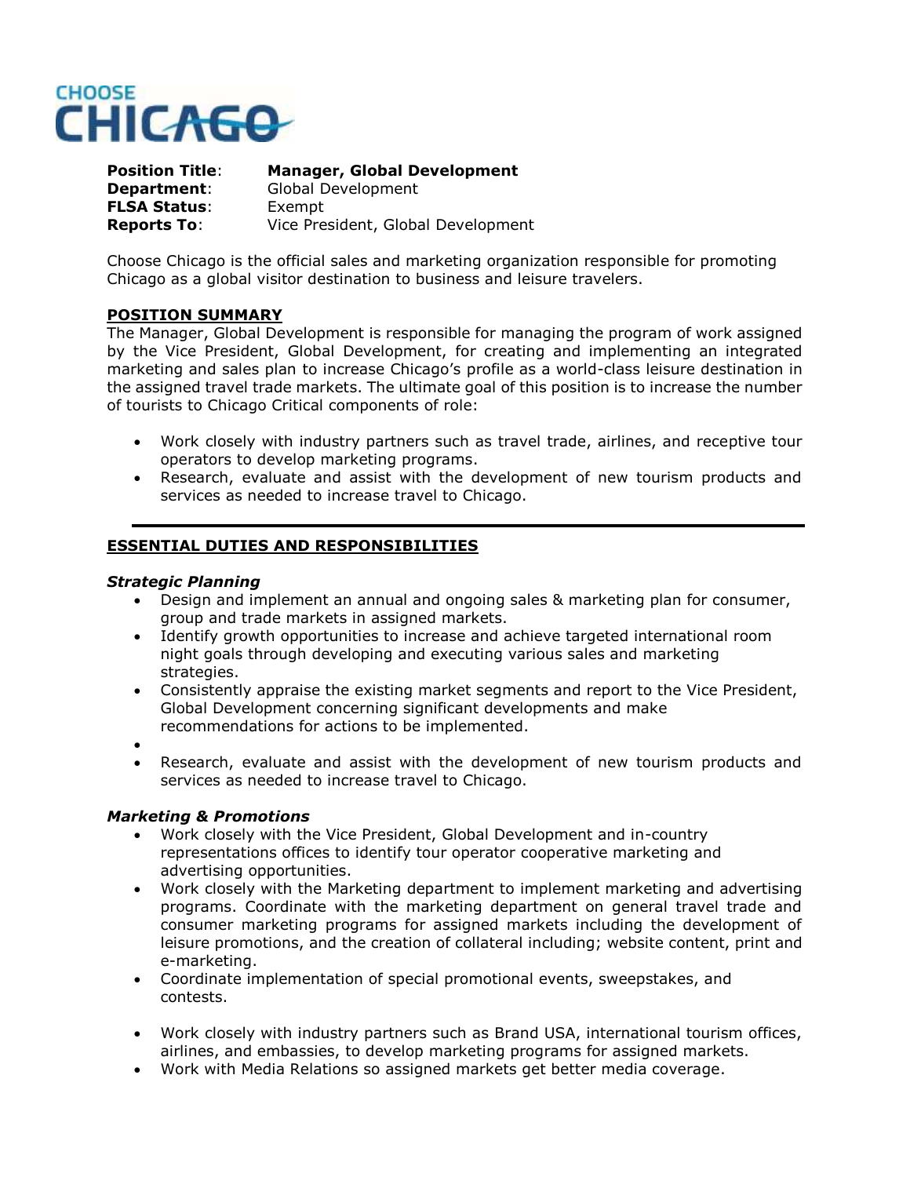CHOOSE CHICAGO

**Position Title**: **Manager, Global Development**
**Department**: Global Development
**FLSA Status**: Exempt
**Reports To**: Vice President, Global Development

Choose Chicago is the official sales and marketing organization responsible for promoting Chicago as a global visitor destination to business and leisure travelers.

## POSITION SUMMARY

The Manager, Global Development is responsible for managing the program of work assigned by the Vice President, Global Development, for creating and implementing an integrated marketing and sales plan to increase Chicago's profile as a world-class leisure destination in the assigned travel trade markets. The ultimate goal of this position is to increase the number of tourists to Chicago Critical components of role:

- Work closely with industry partners such as travel trade, airlines, and receptive tour operators to develop marketing programs.
- Research, evaluate and assist with the development of new tourism products and services as needed to increase travel to Chicago.

---

## ESSENTIAL DUTIES AND RESPONSIBILITIES

### *Strategic Planning*

- Design and implement an annual and ongoing sales & marketing plan for consumer, group and trade markets in assigned markets.
- Identify growth opportunities to increase and achieve targeted international room night goals through developing and executing various sales and marketing strategies.
- Consistently appraise the existing market segments and report to the Vice President, Global Development concerning significant developments and make recommendations for actions to be implemented.
- 
- Research, evaluate and assist with the development of new tourism products and services as needed to increase travel to Chicago.

### *Marketing & Promotions*

- Work closely with the Vice President, Global Development and in-country representations offices to identify tour operator cooperative marketing and advertising opportunities.
- Work closely with the Marketing department to implement marketing and advertising programs. Coordinate with the marketing department on general travel trade and consumer marketing programs for assigned markets including the development of leisure promotions, and the creation of collateral including; website content, print and e-marketing.
- Coordinate implementation of special promotional events, sweepstakes, and contests.
- Work closely with industry partners such as Brand USA, international tourism offices, airlines, and embassies, to develop marketing programs for assigned markets.
- Work with Media Relations so assigned markets get better media coverage.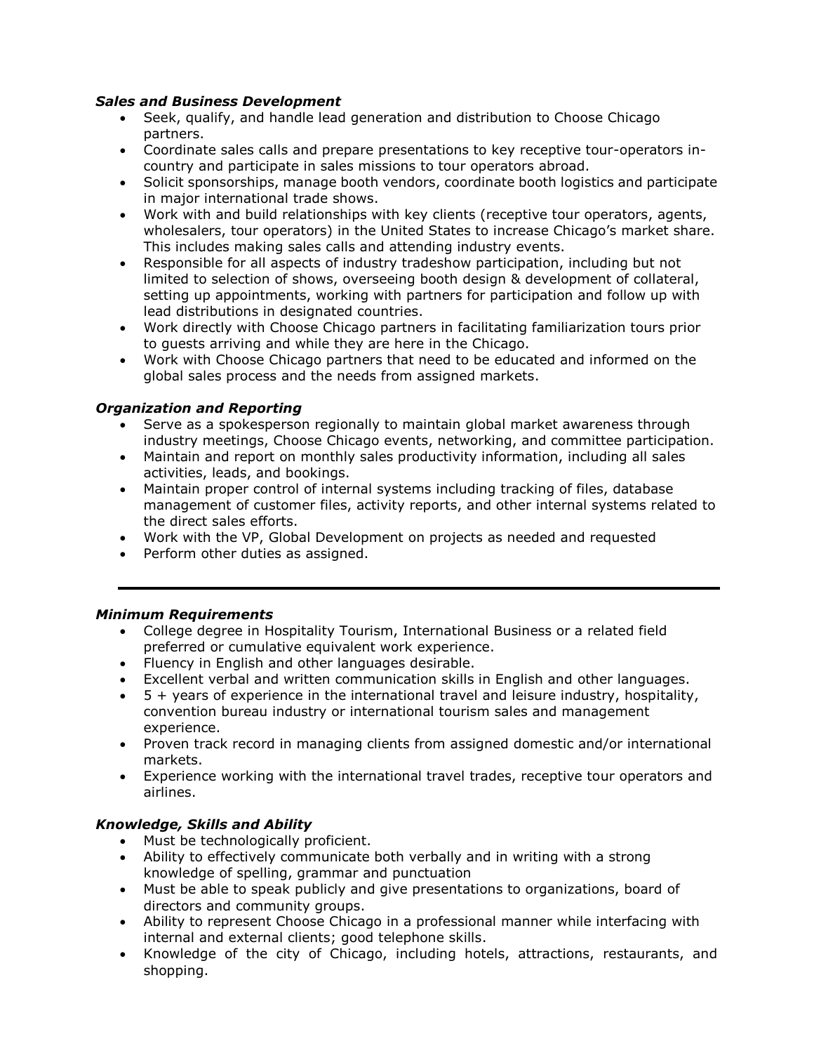***Sales and Business Development***

- Seek, qualify, and handle lead generation and distribution to Choose Chicago partners.
- Coordinate sales calls and prepare presentations to key receptive tour-operators in-country and participate in sales missions to tour operators abroad.
- Solicit sponsorships, manage booth vendors, coordinate booth logistics and participate in major international trade shows.
- Work with and build relationships with key clients (receptive tour operators, agents, wholesalers, tour operators) in the United States to increase Chicago's market share. This includes making sales calls and attending industry events.
- Responsible for all aspects of industry tradeshow participation, including but not limited to selection of shows, overseeing booth design & development of collateral, setting up appointments, working with partners for participation and follow up with lead distributions in designated countries.
- Work directly with Choose Chicago partners in facilitating familiarization tours prior to guests arriving and while they are here in the Chicago.
- Work with Choose Chicago partners that need to be educated and informed on the global sales process and the needs from assigned markets.

***Organization and Reporting***

- Serve as a spokesperson regionally to maintain global market awareness through industry meetings, Choose Chicago events, networking, and committee participation.
- Maintain and report on monthly sales productivity information, including all sales activities, leads, and bookings.
- Maintain proper control of internal systems including tracking of files, database management of customer files, activity reports, and other internal systems related to the direct sales efforts.
- Work with the VP, Global Development on projects as needed and requested
- Perform other duties as assigned.

---

***Minimum Requirements***

- College degree in Hospitality Tourism, International Business or a related field preferred or cumulative equivalent work experience.
- Fluency in English and other languages desirable.
- Excellent verbal and written communication skills in English and other languages.
- 5 + years of experience in the international travel and leisure industry, hospitality, convention bureau industry or international tourism sales and management experience.
- Proven track record in managing clients from assigned domestic and/or international markets.
- Experience working with the international travel trades, receptive tour operators and airlines.

***Knowledge, Skills and Ability***

- Must be technologically proficient.
- Ability to effectively communicate both verbally and in writing with a strong knowledge of spelling, grammar and punctuation
- Must be able to speak publicly and give presentations to organizations, board of directors and community groups.
- Ability to represent Choose Chicago in a professional manner while interfacing with internal and external clients; good telephone skills.
- Knowledge of the city of Chicago, including hotels, attractions, restaurants, and shopping.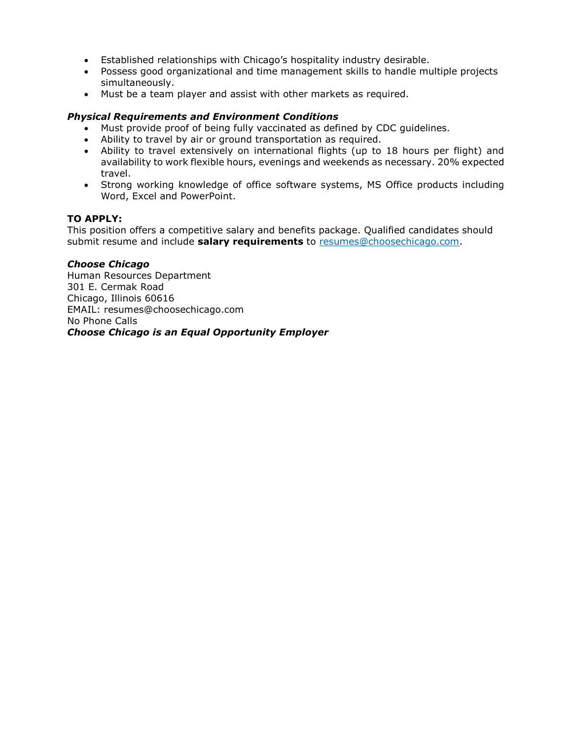- Established relationships with Chicago's hospitality industry desirable.
- Possess good organizational and time management skills to handle multiple projects simultaneously.
- Must be a team player and assist with other markets as required.

***Physical Requirements and Environment Conditions***

- Must provide proof of being fully vaccinated as defined by CDC guidelines.
- Ability to travel by air or ground transportation as required.
- Ability to travel extensively on international flights (up to 18 hours per flight) and availability to work flexible hours, evenings and weekends as necessary. 20% expected travel.
- Strong working knowledge of office software systems, MS Office products including Word, Excel and PowerPoint.

**TO APPLY:**

This position offers a competitive salary and benefits package. Qualified candidates should submit resume and include **salary requirements** to resumes@choosechicago.com.

***Choose Chicago***
Human Resources Department
301 E. Cermak Road
Chicago, Illinois 60616
EMAIL: resumes@choosechicago.com
No Phone Calls
***Choose Chicago is an Equal Opportunity Employer***